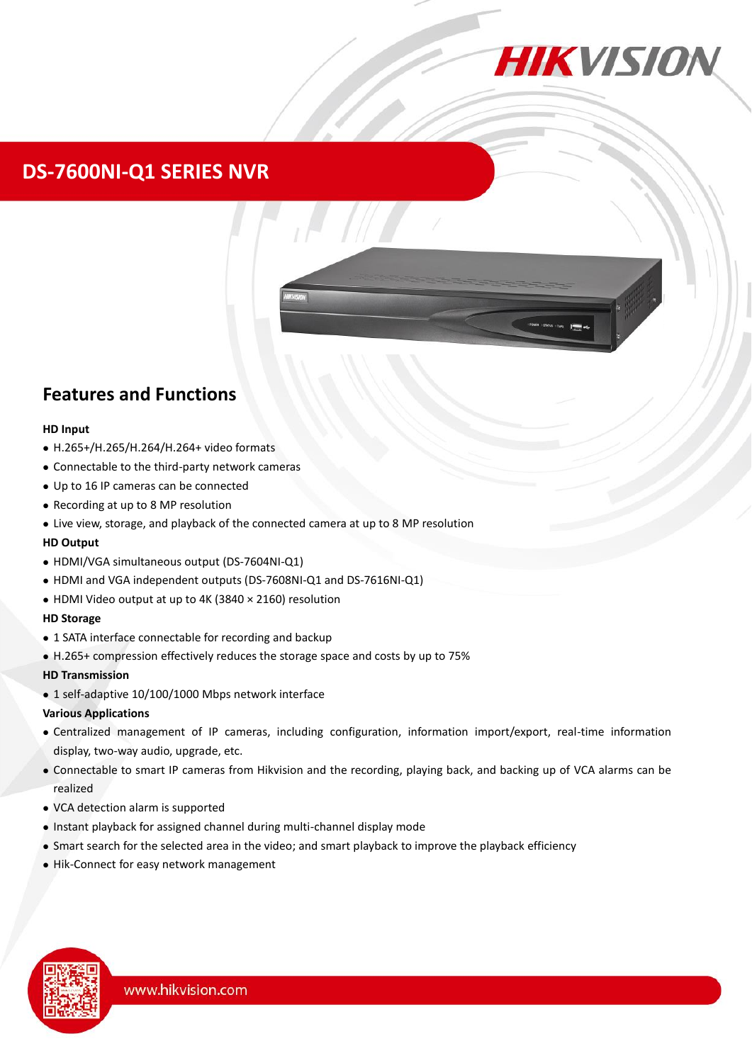# DS-7600NI-Q1 SERIES NVR

## Features and Functions

**HD Input**

- H.265+/H.265/H.264/H.264+ video formats
- Connectable to the third-party network cameras
- Up to 16 IP cameras can be connected
- Recording at up to 8 MP resolution
- Live view, storage, and playback of the connected camera at up to 8 MP resolution

**HD Output**

- HDMI/VGA simultaneous output (DS-7604NI-Q1)
- HDMI and VGA independent outputs (DS-7608NI-Q1 and DS-7616NI-Q1)
- HDMI Video output at up to 4K (3840 × 2160) resolution

**HD Storage**

- 1 SATA interface connectable for recording and backup
- H.265+ compression effectively reduces the storage space and costs by up to 75%

**HD Transmission**

- 1 self-adaptive 10/100/1000 Mbps network interface

**Various Applications**

- Centralized management of IP cameras, including configuration, information import/export, real-time information display, two-way audio, upgrade, etc.
- Connectable to smart IP cameras from Hikvision and the recording, playing back, and backing up of VCA alarms can be realized
- VCA detection alarm is supported
- Instant playback for assigned channel during multi-channel display mode
- Smart search for the selected area in the video; and smart playback to improve the playback efficiency
- Hik-Connect for easy network management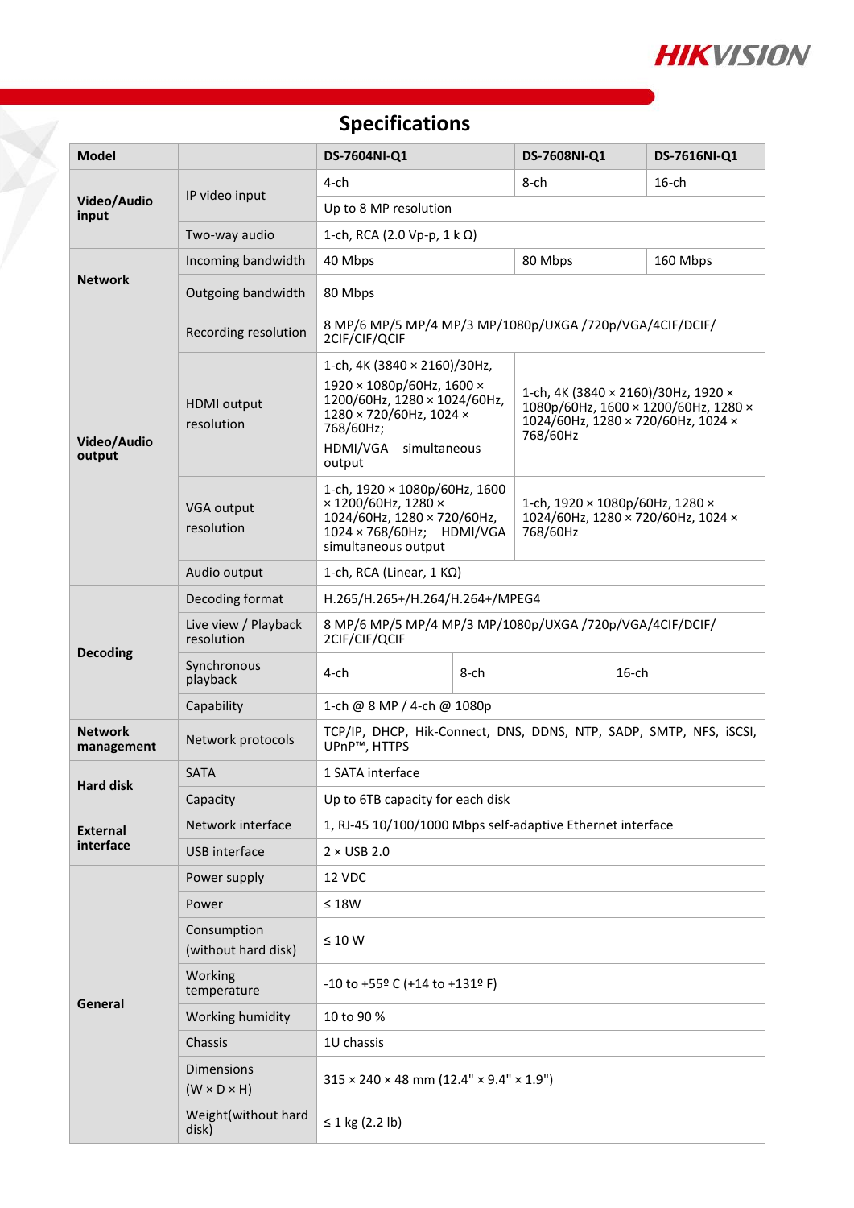# Specifications

| Model | | DS-7604NI-Q1 | DS-7608NI-Q1 | DS-7616NI-Q1 |
|---|---|---|---|---|
| Video/Audio input | IP video input | 4-ch | 8-ch | 16-ch |
| | | Up to 8 MP resolution | | |
| | Two-way audio | 1-ch, RCA (2.0 Vp-p, 1 k Ω) | | |
| Network | Incoming bandwidth | 40 Mbps | 80 Mbps | 160 Mbps |
| | Outgoing bandwidth | 80 Mbps | | |
| Video/Audio output | Recording resolution | 8 MP/6 MP/5 MP/4 MP/3 MP/1080p/UXGA /720p/VGA/4CIF/DCIF/ 2CIF/CIF/QCIF | | |
| | HDMI output resolution | 1-ch, 4K (3840 × 2160)/30Hz, 1920 × 1080p/60Hz, 1600 × 1200/60Hz, 1280 × 1024/60Hz, 1280 × 720/60Hz, 1024 × 768/60Hz; HDMI/VGA simultaneous output | 1-ch, 4K (3840 × 2160)/30Hz, 1920 × 1080p/60Hz, 1600 × 1200/60Hz, 1280 × 1024/60Hz, 1280 × 720/60Hz, 1024 × 768/60Hz | |
| | VGA output resolution | 1-ch, 1920 × 1080p/60Hz, 1600 × 1200/60Hz, 1280 × 1024/60Hz, 1280 × 720/60Hz, 1024 × 768/60Hz; HDMI/VGA simultaneous output | 1-ch, 1920 × 1080p/60Hz, 1280 × 1024/60Hz, 1280 × 720/60Hz, 1024 × 768/60Hz | |
| | Audio output | 1-ch, RCA (Linear, 1 KΩ) | | |
| Decoding | Decoding format | H.265/H.265+/H.264/H.264+/MPEG4 | | |
| | Live view / Playback resolution | 8 MP/6 MP/5 MP/4 MP/3 MP/1080p/UXGA /720p/VGA/4CIF/DCIF/ 2CIF/CIF/QCIF | | |
| | Synchronous playback | 4-ch | 8-ch | 16-ch |
| | Capability | 1-ch @ 8 MP / 4-ch @ 1080p | | |
| Network management | Network protocols | TCP/IP, DHCP, Hik-Connect, DNS, DDNS, NTP, SADP, SMTP, NFS, iSCSI, UPnP™, HTTPS | | |
| Hard disk | SATA | 1 SATA interface | | |
| | Capacity | Up to 6TB capacity for each disk | | |
| External interface | Network interface | 1, RJ-45 10/100/1000 Mbps self-adaptive Ethernet interface | | |
| | USB interface | 2 × USB 2.0 | | |
| General | Power supply | 12 VDC | | |
| | Power | ≤ 18W | | |
| | Consumption (without hard disk) | ≤ 10 W | | |
| | Working temperature | -10 to +55º C (+14 to +131º F) | | |
| | Working humidity | 10 to 90 % | | |
| | Chassis | 1U chassis | | |
| | Dimensions (W × D × H) | 315 × 240 × 48 mm (12.4" × 9.4" × 1.9") | | |
| | Weight(without hard disk) | ≤ 1 kg (2.2 lb) | | |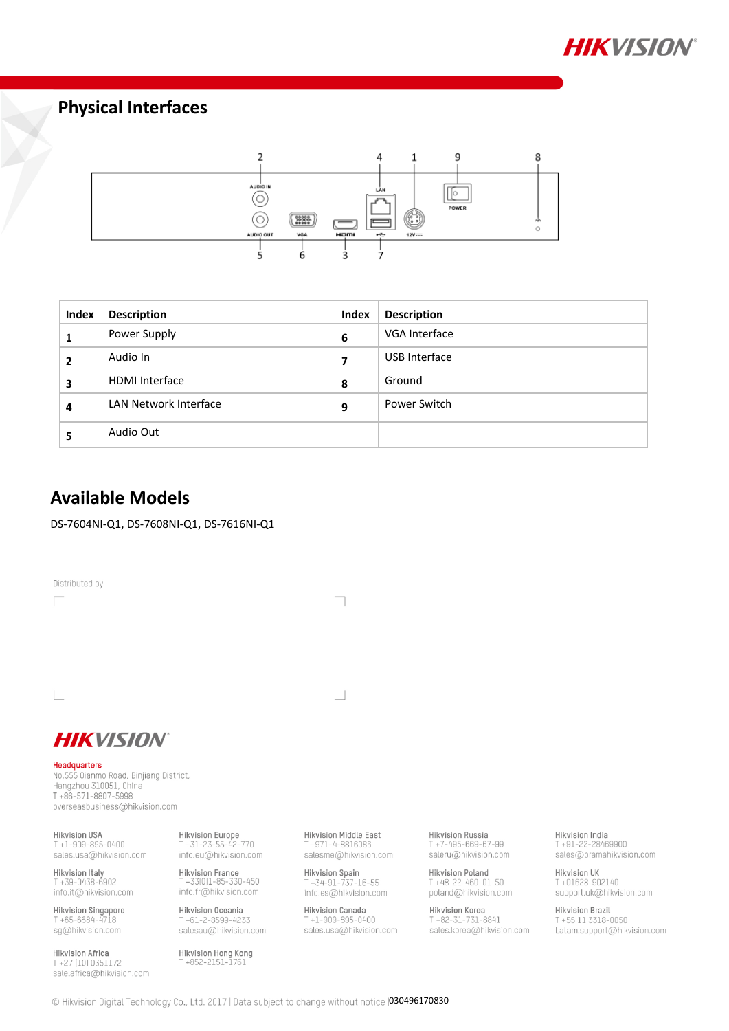## Physical Interfaces

AUDIO IN
AUDIO OUT
VGA
HDMI
LAN
12V
POWER

| Index | Description | Index | Description |
|---|---|---|---|
| 1 | Power Supply | 6 | VGA Interface |
| 2 | Audio In | 7 | USB Interface |
| 3 | HDMI Interface | 8 | Ground |
| 4 | LAN Network Interface | 9 | Power Switch |
| 5 | Audio Out | | |

## Available Models

DS-7604NI-Q1, DS-7608NI-Q1, DS-7616NI-Q1

Distributed by

**HIKVISION**

Headquarters
No.555 Qianmo Road, Binjiang District,
Hangzhou 310051, China
T +86-571-8807-5998
overseasbusiness@hikvision.com

Hikvision USA
T +1-909-895-0400
sales.usa@hikvision.com

Hikvision Europe
T +31-23-55-42-770
info.eu@hikvision.com

Hikvision Middle East
T +971-4-8816086
salesme@hikvision.com

Hikvision Russia
T +7-495-669-67-99
saleru@hikvision.com

Hikvision India
T +91-22-28469900
sales@pramahikvision.com

Hikvision Italy
T +39-0438-6902
info.it@hikvision.com

Hikvision France
T +33(0)1-85-330-450
info.fr@hikvision.com

Hikvision Spain
T +34-91-737-16-55
info.es@hikvision.com

Hikvision Poland
T +48-22-460-01-50
poland@hikvision.com

Hikvision UK
T +01628-902140
support.uk@hikvision.com

Hikvision Singapore
T +65-6684-4718
sg@hikvision.com

Hikvision Oceania
T +61-2-8599-4233
salesau@hikvision.com

Hikvision Canada
T +1-909-895-0400
sales.usa@hikvision.com

Hikvision Korea
T +82-31-731-8841
sales.korea@hikvision.com

Hikvision Brazil
T +55 11 3318-0050
Latam.support@hikvision.com

Hikvision Africa
T +27 (10) 0351172
sale.africa@hikvision.com

Hikvision Hong Kong
T +852-2151-1761

© Hikvision Digital Technology Co., Ltd. 2017 | Data subject to change without notice |030496170830